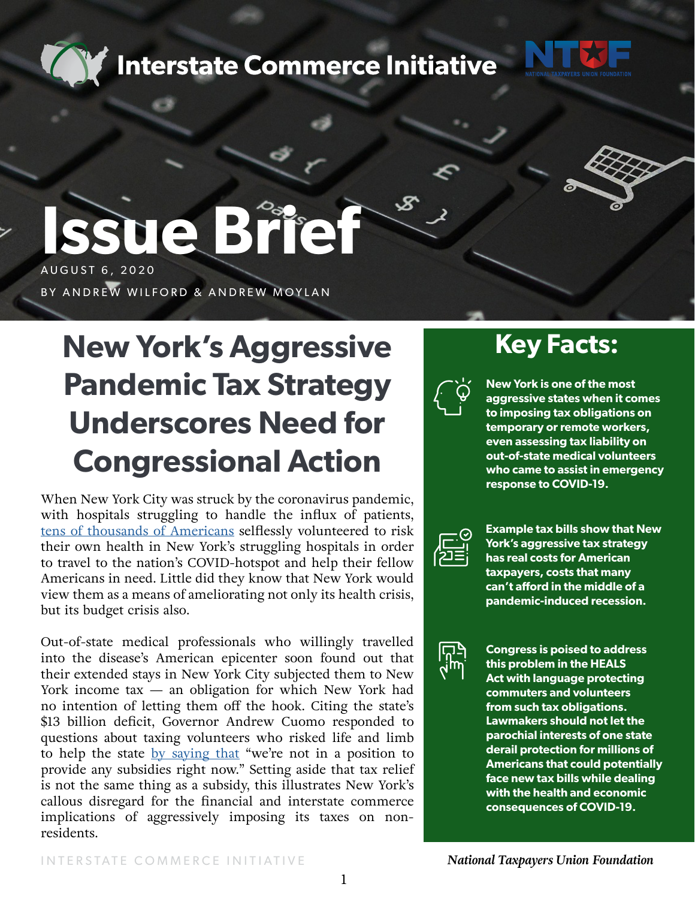Interstate Commerce Initiative

# Issue Brief

AUGUST 6, 2020

BY ANDREW WILFORD & ANDREW MOYLAN

# New York's Aggressive Pandemic Tax Strategy Underscores Need for Congressional Action

When New York City was struck by the coronavirus pandemic, with hospitals struggling to handle the influx of patients, tens of thousands of Americans selflessly volunteered to risk their own health in New York's struggling hospitals in order to travel to the nation's COVID-hotspot and help their fellow Americans in need. Little did they know that New York would view them as a means of ameliorating not only its health crisis, but its budget crisis also.

Out-of-state medical professionals who willingly travelled into the disease's American epicenter soon found out that their extended stays in New York City subjected them to New York income tax — an obligation for which New York had no intention of letting them off the hook. Citing the state's $13 billion deficit, Governor Andrew Cuomo responded to questions about taxing volunteers who risked life and limb to help the state by saying that "we're not in a position to provide any subsidies right now." Setting aside that tax relief is not the same thing as a subsidy, this illustrates New York's callous disregard for the financial and interstate commerce implications of aggressively imposing its taxes on non-residents.

## Key Facts:

- **New York is one of the most aggressive states when it comes to imposing tax obligations on temporary or remote workers, even assessing tax liability on out-of-state medical volunteers who came to assist in emergency response to COVID-19.**
- **Example tax bills show that New York's aggressive tax strategy has real costs for American taxpayers, costs that many can't afford in the middle of a pandemic-induced recession.**
- **Congress is poised to address this problem in the HEALS Act with language protecting commuters and volunteers from such tax obligations. Lawmakers should not let the parochial interests of one state derail protection for millions of Americans that could potentially face new tax bills while dealing with the health and economic consequences of COVID-19.**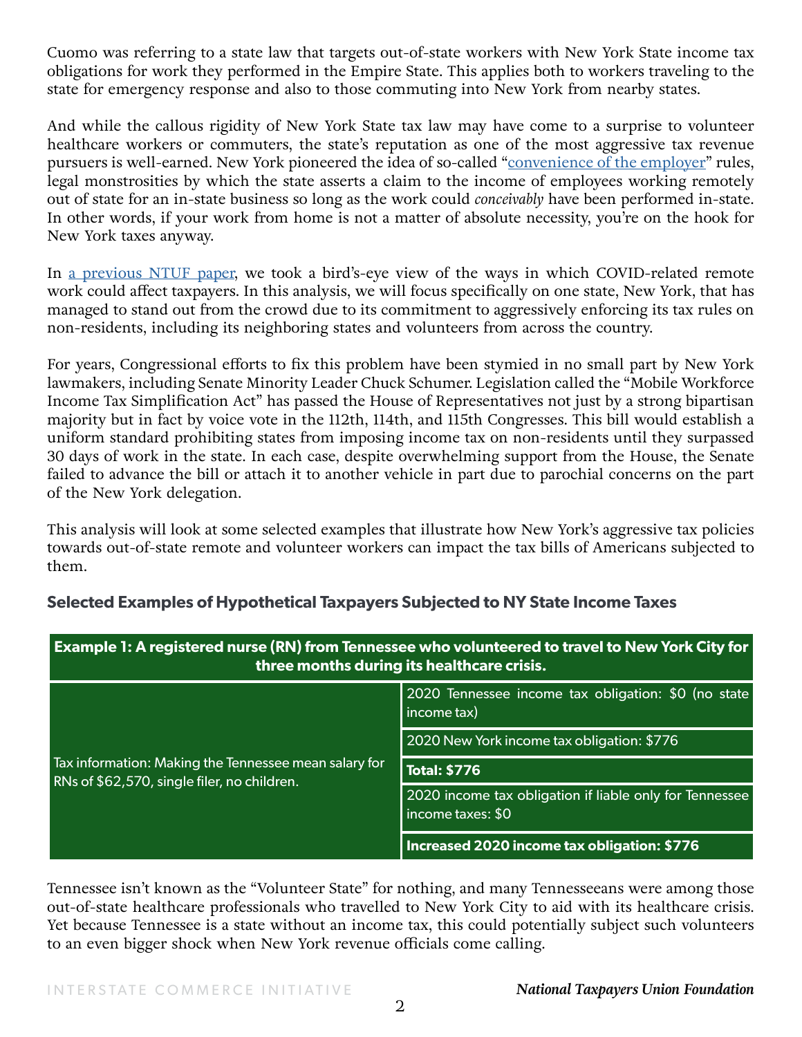Cuomo was referring to a state law that targets out-of-state workers with New York State income tax obligations for work they performed in the Empire State. This applies both to workers traveling to the state for emergency response and also to those commuting into New York from nearby states.

And while the callous rigidity of New York State tax law may have come to a surprise to volunteer healthcare workers or commuters, the state's reputation as one of the most aggressive tax revenue pursuers is well-earned. New York pioneered the idea of so-called "convenience of the employer" rules, legal monstrosities by which the state asserts a claim to the income of employees working remotely out of state for an in-state business so long as the work could *conceivably* have been performed in-state. In other words, if your work from home is not a matter of absolute necessity, you're on the hook for New York taxes anyway.

In a previous NTUF paper, we took a bird's-eye view of the ways in which COVID-related remote work could affect taxpayers. In this analysis, we will focus specifically on one state, New York, that has managed to stand out from the crowd due to its commitment to aggressively enforcing its tax rules on non-residents, including its neighboring states and volunteers from across the country.

For years, Congressional efforts to fix this problem have been stymied in no small part by New York lawmakers, including Senate Minority Leader Chuck Schumer. Legislation called the "Mobile Workforce Income Tax Simplification Act" has passed the House of Representatives not just by a strong bipartisan majority but in fact by voice vote in the 112th, 114th, and 115th Congresses. This bill would establish a uniform standard prohibiting states from imposing income tax on non-residents until they surpassed 30 days of work in the state. In each case, despite overwhelming support from the House, the Senate failed to advance the bill or attach it to another vehicle in part due to parochial concerns on the part of the New York delegation.

This analysis will look at some selected examples that illustrate how New York's aggressive tax policies towards out-of-state remote and volunteer workers can impact the tax bills of Americans subjected to them.

### Selected Examples of Hypothetical Taxpayers Subjected to NY State Income Taxes

| **Example 1: A registered nurse (RN) from Tennessee who volunteered to travel to New York City for three months during its healthcare crisis.** | |
|---|---|
| Tax information: Making the Tennessee mean salary for RNs of $62,570, single filer, no children. | 2020 Tennessee income tax obligation: $0 (no state income tax) |
| | 2020 New York income tax obligation: $776 |
| | **Total: $776** |
| | 2020 income tax obligation if liable only for Tennessee income taxes: $0 |
| | **Increased 2020 income tax obligation: $776** |

Tennessee isn't known as the "Volunteer State" for nothing, and many Tennesseeans were among those out-of-state healthcare professionals who travelled to New York City to aid with its healthcare crisis. Yet because Tennessee is a state without an income tax, this could potentially subject such volunteers to an even bigger shock when New York revenue officials come calling.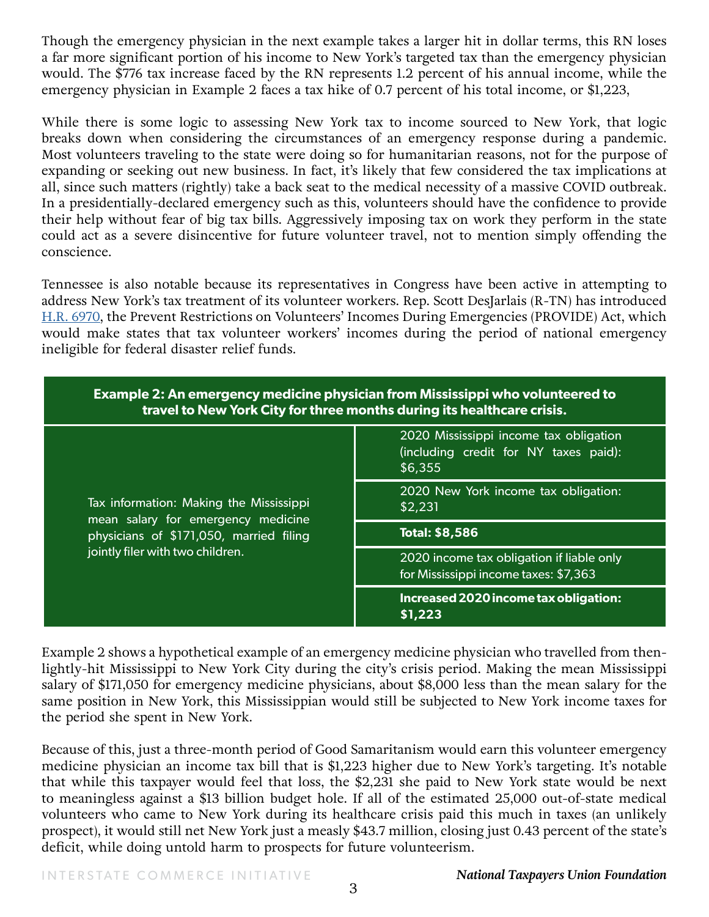Though the emergency physician in the next example takes a larger hit in dollar terms, this RN loses a far more significant portion of his income to New York's targeted tax than the emergency physician would. The $776 tax increase faced by the RN represents 1.2 percent of his annual income, while the emergency physician in Example 2 faces a tax hike of 0.7 percent of his total income, or $1,223,

While there is some logic to assessing New York tax to income sourced to New York, that logic breaks down when considering the circumstances of an emergency response during a pandemic. Most volunteers traveling to the state were doing so for humanitarian reasons, not for the purpose of expanding or seeking out new business. In fact, it's likely that few considered the tax implications at all, since such matters (rightly) take a back seat to the medical necessity of a massive COVID outbreak. In a presidentially-declared emergency such as this, volunteers should have the confidence to provide their help without fear of big tax bills. Aggressively imposing tax on work they perform in the state could act as a severe disincentive for future volunteer travel, not to mention simply offending the conscience.

Tennessee is also notable because its representatives in Congress have been active in attempting to address New York's tax treatment of its volunteer workers. Rep. Scott DesJarlais (R-TN) has introduced [H.R. 6970](), the Prevent Restrictions on Volunteers' Incomes During Emergencies (PROVIDE) Act, which would make states that tax volunteer workers' incomes during the period of national emergency ineligible for federal disaster relief funds.

| **Example 2: An emergency medicine physician from Mississippi who volunteered to travel to New York City for three months during its healthcare crisis.** | |
|---|---|
| Tax information: Making the Mississippi mean salary for emergency medicine physicians of $171,050, married filing jointly filer with two children. | 2020 Mississippi income tax obligation (including credit for NY taxes paid): $6,355 |
| | 2020 New York income tax obligation: $2,231 |
| | **Total: $8,586** |
| | 2020 income tax obligation if liable only for Mississippi income taxes: $7,363 |
| | **Increased 2020 income tax obligation: $1,223** |

Example 2 shows a hypothetical example of an emergency medicine physician who travelled from then-lightly-hit Mississippi to New York City during the city's crisis period. Making the mean Mississippi salary of $171,050 for emergency medicine physicians, about $8,000 less than the mean salary for the same position in New York, this Mississippian would still be subjected to New York income taxes for the period she spent in New York.

Because of this, just a three-month period of Good Samaritanism would earn this volunteer emergency medicine physician an income tax bill that is $1,223 higher due to New York's targeting. It's notable that while this taxpayer would feel that loss, the $2,231 she paid to New York state would be next to meaningless against a $13 billion budget hole. If all of the estimated 25,000 out-of-state medical volunteers who came to New York during its healthcare crisis paid this much in taxes (an unlikely prospect), it would still net New York just a measly $43.7 million, closing just 0.43 percent of the state's deficit, while doing untold harm to prospects for future volunteerism.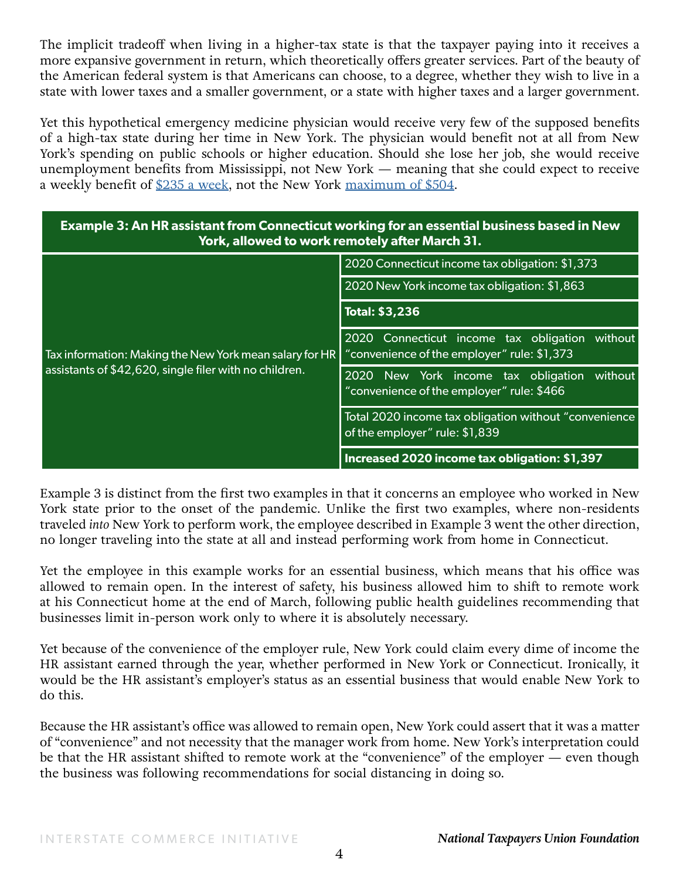The implicit tradeoff when living in a higher-tax state is that the taxpayer paying into it receives a more expansive government in return, which theoretically offers greater services. Part of the beauty of the American federal system is that Americans can choose, to a degree, whether they wish to live in a state with lower taxes and a smaller government, or a state with higher taxes and a larger government.

Yet this hypothetical emergency medicine physician would receive very few of the supposed benefits of a high-tax state during her time in New York. The physician would benefit not at all from New York's spending on public schools or higher education. Should she lose her job, she would receive unemployment benefits from Mississippi, not New York — meaning that she could expect to receive a weekly benefit of [$235 a week](), not the New York [maximum of $504]().

| Example 3: An HR assistant from Connecticut working for an essential business based in New York, allowed to work remotely after March 31. | |
|---|---|
| Tax information: Making the New York mean salary for HR assistants of $42,620, single filer with no children. | 2020 Connecticut income tax obligation: $1,373 |
| | 2020 New York income tax obligation: $1,863 |
| | **Total: $3,236** |
| | 2020 Connecticut income tax obligation without "convenience of the employer" rule: $1,373 |
| | 2020 New York income tax obligation without "convenience of the employer" rule: $466 |
| | Total 2020 income tax obligation without "convenience of the employer" rule: $1,839 |
| | **Increased 2020 income tax obligation: $1,397** |

Example 3 is distinct from the first two examples in that it concerns an employee who worked in New York state prior to the onset of the pandemic. Unlike the first two examples, where non-residents traveled *into* New York to perform work, the employee described in Example 3 went the other direction, no longer traveling into the state at all and instead performing work from home in Connecticut.

Yet the employee in this example works for an essential business, which means that his office was allowed to remain open. In the interest of safety, his business allowed him to shift to remote work at his Connecticut home at the end of March, following public health guidelines recommending that businesses limit in-person work only to where it is absolutely necessary.

Yet because of the convenience of the employer rule, New York could claim every dime of income the HR assistant earned through the year, whether performed in New York or Connecticut. Ironically, it would be the HR assistant's employer's status as an essential business that would enable New York to do this.

Because the HR assistant's office was allowed to remain open, New York could assert that it was a matter of "convenience" and not necessity that the manager work from home. New York's interpretation could be that the HR assistant shifted to remote work at the "convenience" of the employer — even though the business was following recommendations for social distancing in doing so.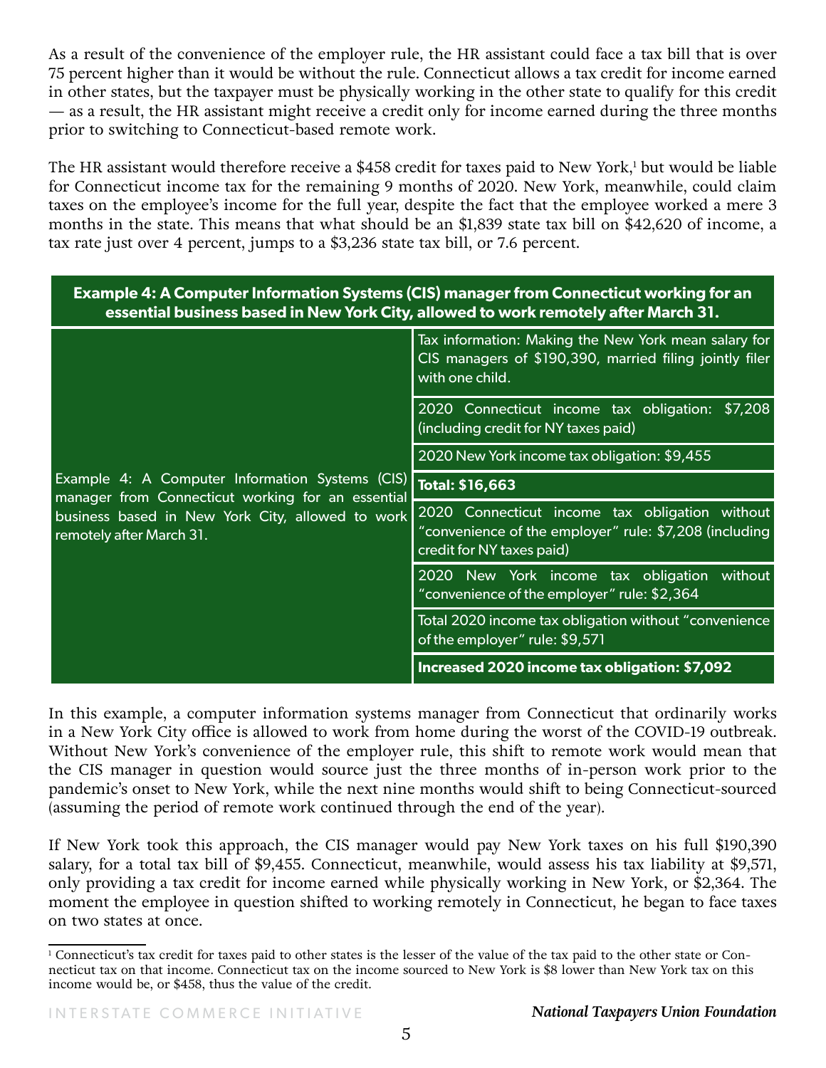As a result of the convenience of the employer rule, the HR assistant could face a tax bill that is over 75 percent higher than it would be without the rule. Connecticut allows a tax credit for income earned in other states, but the taxpayer must be physically working in the other state to qualify for this credit — as a result, the HR assistant might receive a credit only for income earned during the three months prior to switching to Connecticut-based remote work.

The HR assistant would therefore receive a $458 credit for taxes paid to New York,[1] but would be liable for Connecticut income tax for the remaining 9 months of 2020. New York, meanwhile, could claim taxes on the employee's income for the full year, despite the fact that the employee worked a mere 3 months in the state. This means that what should be an $1,839 state tax bill on $42,620 of income, a tax rate just over 4 percent, jumps to a $3,236 state tax bill, or 7.6 percent.

| **Example 4: A Computer Information Systems (CIS) manager from Connecticut working for an essential business based in New York City, allowed to work remotely after March 31.** | |
|---|---|
| Example 4: A Computer Information Systems (CIS) manager from Connecticut working for an essential business based in New York City, allowed to work remotely after March 31. | Tax information: Making the New York mean salary for CIS managers of $190,390, married filing jointly filer with one child. |
| | 2020 Connecticut income tax obligation: $7,208 (including credit for NY taxes paid) |
| | 2020 New York income tax obligation: $9,455 |
| | **Total: $16,663** |
| | 2020 Connecticut income tax obligation without "convenience of the employer" rule: $7,208 (including credit for NY taxes paid) |
| | 2020 New York income tax obligation without "convenience of the employer" rule: $2,364 |
| | Total 2020 income tax obligation without "convenience of the employer" rule: $9,571 |
| | **Increased 2020 income tax obligation: $7,092** |

In this example, a computer information systems manager from Connecticut that ordinarily works in a New York City office is allowed to work from home during the worst of the COVID-19 outbreak. Without New York's convenience of the employer rule, this shift to remote work would mean that the CIS manager in question would source just the three months of in-person work prior to the pandemic's onset to New York, while the next nine months would shift to being Connecticut-sourced (assuming the period of remote work continued through the end of the year).

If New York took this approach, the CIS manager would pay New York taxes on his full $190,390 salary, for a total tax bill of $9,455. Connecticut, meanwhile, would assess his tax liability at $9,571, only providing a tax credit for income earned while physically working in New York, or $2,364. The moment the employee in question shifted to working remotely in Connecticut, he began to face taxes on two states at once.

[1] Connecticut's tax credit for taxes paid to other states is the lesser of the value of the tax paid to the other state or Connecticut tax on that income. Connecticut tax on the income sourced to New York is $8 lower than New York tax on this income would be, or $458, thus the value of the credit.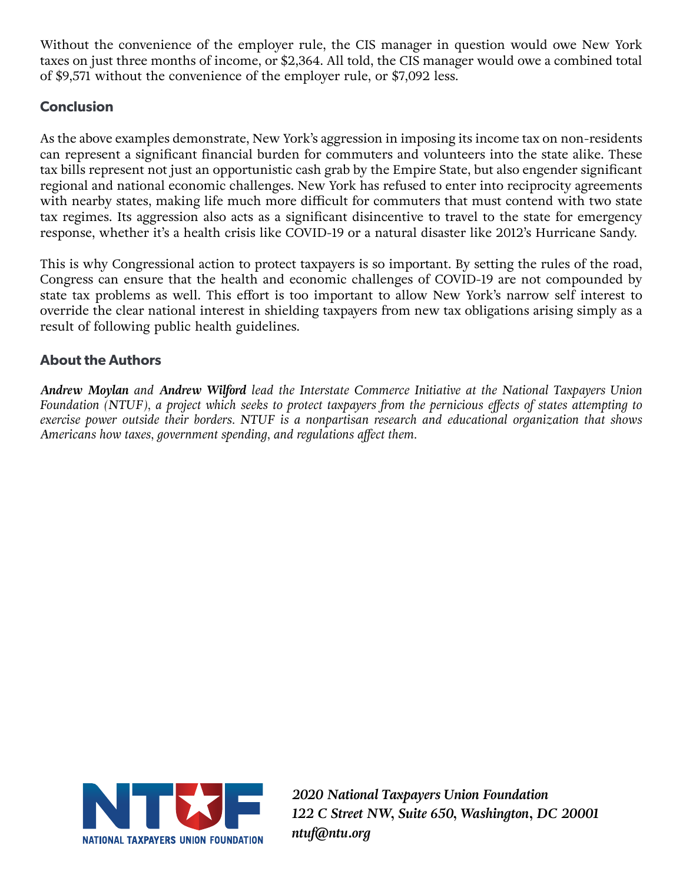Without the convenience of the employer rule, the CIS manager in question would owe New York taxes on just three months of income, or $2,364. All told, the CIS manager would owe a combined total of $9,571 without the convenience of the employer rule, or $7,092 less.

## Conclusion

As the above examples demonstrate, New York's aggression in imposing its income tax on non-residents can represent a significant financial burden for commuters and volunteers into the state alike. These tax bills represent not just an opportunistic cash grab by the Empire State, but also engender significant regional and national economic challenges. New York has refused to enter into reciprocity agreements with nearby states, making life much more difficult for commuters that must contend with two state tax regimes. Its aggression also acts as a significant disincentive to travel to the state for emergency response, whether it's a health crisis like COVID-19 or a natural disaster like 2012's Hurricane Sandy.

This is why Congressional action to protect taxpayers is so important. By setting the rules of the road, Congress can ensure that the health and economic challenges of COVID-19 are not compounded by state tax problems as well. This effort is too important to allow New York's narrow self interest to override the clear national interest in shielding taxpayers from new tax obligations arising simply as a result of following public health guidelines.

## About the Authors

***Andrew Moylan*** *and* ***Andrew Wilford*** *lead the Interstate Commerce Initiative at the National Taxpayers Union Foundation (NTUF), a project which seeks to protect taxpayers from the pernicious effects of states attempting to exercise power outside their borders. NTUF is a nonpartisan research and educational organization that shows Americans how taxes, government spending, and regulations affect them.*

NTUF
NATIONAL TAXPAYERS UNION FOUNDATION

***2020 National Taxpayers Union Foundation***
***122 C Street NW, Suite 650, Washington, DC 20001***
***ntuf@ntu.org***